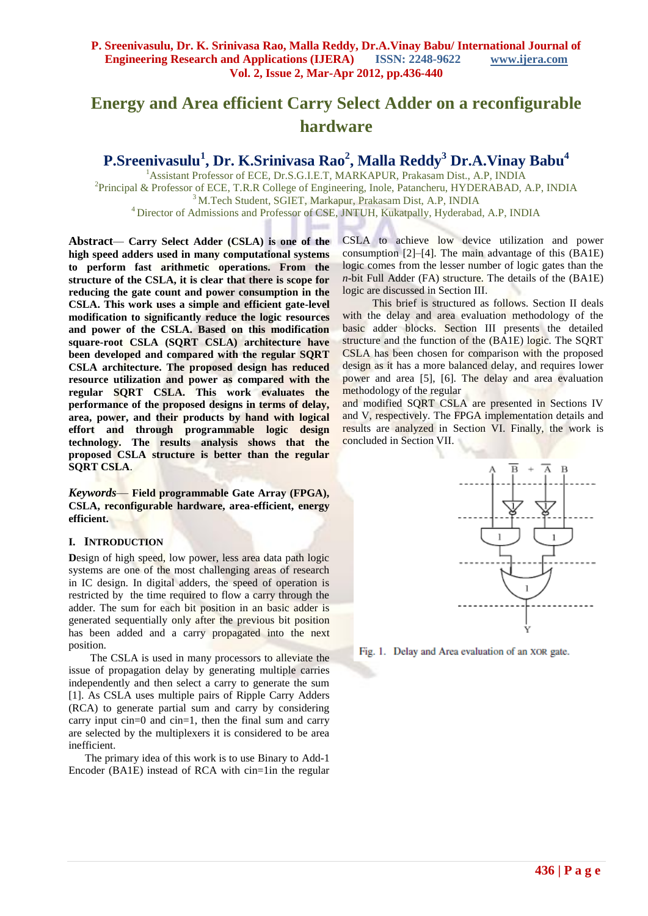# Energy and Area efficient Carry Select Adder on a reconfigurable hardware

**P.Sreenivasulu[1], Dr. K.Srinivasa Rao[2], Malla Reddy[3] Dr.A.Vinay Babu[4]**

[1]Assistant Professor of ECE, Dr.S.G.I.E.T, MARKAPUR, Prakasam Dist., A.P, INDIA
[2]Principal & Professor of ECE, T.R.R College of Engineering, Inole, Patancheru, HYDERABAD, A.P, INDIA
[3]M.Tech Student, SGIET, Markapur, Prakasam Dist, A.P, INDIA
[4]Director of Admissions and Professor of CSE, JNTUH, Kukatpally, Hyderabad, A.P, INDIA

**Abstract**— **Carry Select Adder (CSLA) is one of the high speed adders used in many computational systems to perform fast arithmetic operations. From the structure of the CSLA, it is clear that there is scope for reducing the gate count and power consumption in the CSLA. This work uses a simple and efficient gate-level modification to significantly reduce the logic resources and power of the CSLA. Based on this modification square-root CSLA (SQRT CSLA) architecture have been developed and compared with the regular SQRT CSLA architecture. The proposed design has reduced resource utilization and power as compared with the regular SQRT CSLA. This work evaluates the performance of the proposed designs in terms of delay, area, power, and their products by hand with logical effort and through programmable logic design technology. The results analysis shows that the proposed CSLA structure is better than the regular SQRT CSLA**.

***Keywords***— **Field programmable Gate Array (FPGA), CSLA, reconfigurable hardware, area-efficient, energy efficient.**

## I. Introduction

**D**esign of high speed, low power, less area data path logic systems are one of the most challenging areas of research in IC design. In digital adders, the speed of operation is restricted by the time required to flow a carry through the adder. The sum for each bit position in an basic adder is generated sequentially only after the previous bit position has been added and a carry propagated into the next position.

The CSLA is used in many processors to alleviate the issue of propagation delay by generating multiple carries independently and then select a carry to generate the sum [1]. As CSLA uses multiple pairs of Ripple Carry Adders (RCA) to generate partial sum and carry by considering carry input cin=0 and cin=1, then the final sum and carry are selected by the multiplexers it is considered to be area inefficient.

The primary idea of this work is to use Binary to Add-1 Encoder (BA1E) instead of RCA with cin=1in the regular CSLA to achieve low device utilization and power consumption [2]–[4]. The main advantage of this (BA1E) logic comes from the lesser number of logic gates than the *n*-bit Full Adder (FA) structure. The details of the (BA1E) logic are discussed in Section III.

This brief is structured as follows. Section II deals with the delay and area evaluation methodology of the basic adder blocks. Section III presents the detailed structure and the function of the (BA1E) logic. The SQRT CSLA has been chosen for comparison with the proposed design as it has a more balanced delay, and requires lower power and area [5], [6]. The delay and area evaluation methodology of the regular and modified SQRT CSLA are presented in Sections IV and V, respectively. The FPGA implementation details and results are analyzed in Section VI. Finally, the work is concluded in Section VII.

Fig. 1. Delay and Area evaluation of an XOR gate.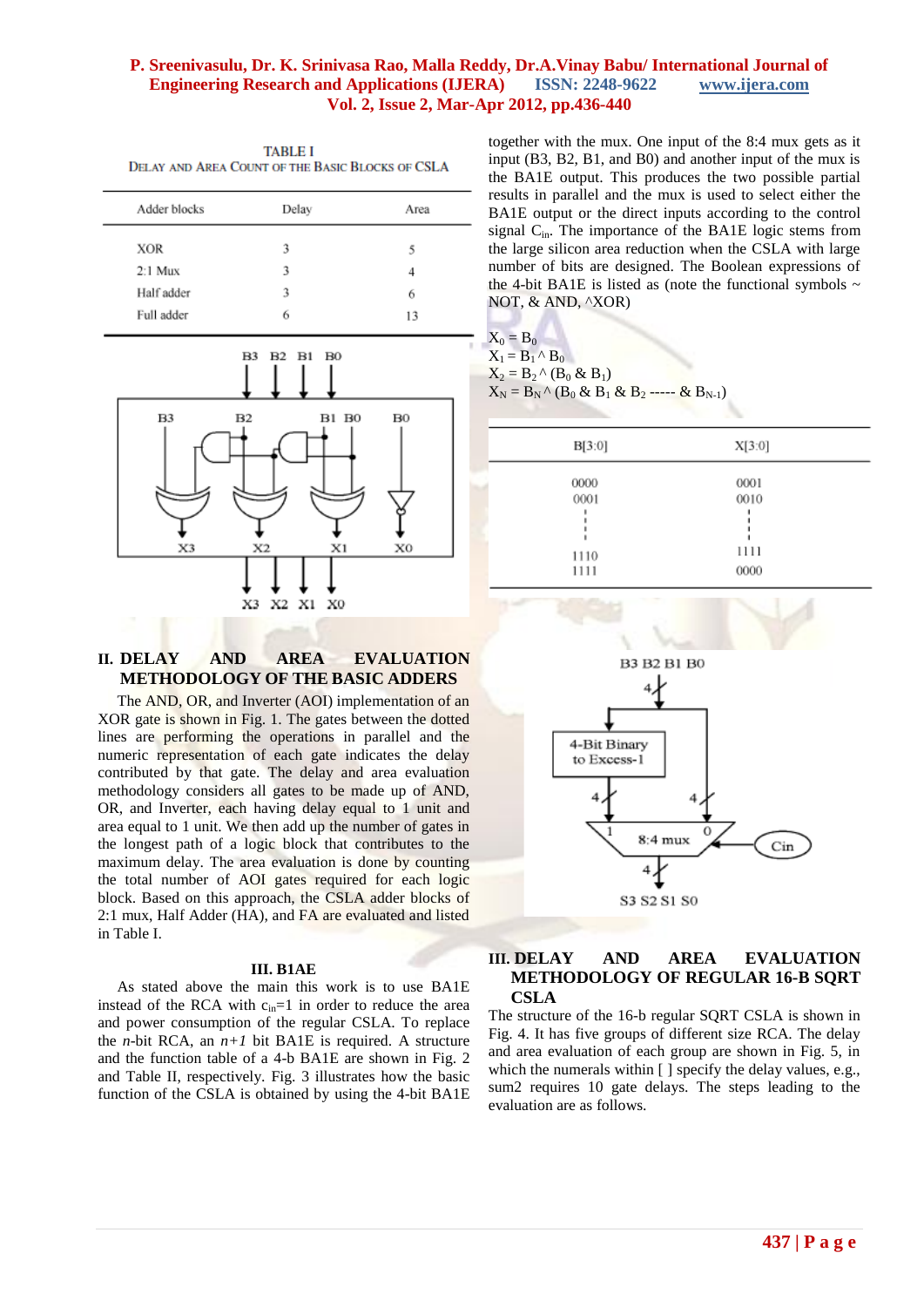TABLE I

DELAY AND AREA COUNT OF THE BASIC BLOCKS OF CSLA

| Adder blocks | Delay | Area |
|---|---|---|
| XOR | 3 | 5 |
| 2:1 Mux | 3 | 4 |
| Half adder | 3 | 6 |
| Full adder | 6 | 13 |

## II. DELAY AND AREA EVALUATION METHODOLOGY OF THE BASIC ADDERS

The AND, OR, and Inverter (AOI) implementation of an XOR gate is shown in Fig. 1. The gates between the dotted lines are performing the operations in parallel and the numeric representation of each gate indicates the delay contributed by that gate. The delay and area evaluation methodology considers all gates to be made up of AND, OR, and Inverter, each having delay equal to 1 unit and area equal to 1 unit. We then add up the number of gates in the longest path of a logic block that contributes to the maximum delay. The area evaluation is done by counting the total number of AOI gates required for each logic block. Based on this approach, the CSLA adder blocks of 2:1 mux, Half Adder (HA), and FA are evaluated and listed in Table I.

### III. B1AE

As stated above the main this work is to use BA1E instead of the RCA with $c_{in}$=1 in order to reduce the area and power consumption of the regular CSLA. To replace the *n*-bit RCA, an *n+1* bit BA1E is required. A structure and the function table of a 4-b BA1E are shown in Fig. 2 and Table II, respectively. Fig. 3 illustrates how the basic function of the CSLA is obtained by using the 4-bit BA1E together with the mux. One input of the 8:4 mux gets as it input (B3, B2, B1, and B0) and another input of the mux is the BA1E output. This produces the two possible partial results in parallel and the mux is used to select either the BA1E output or the direct inputs according to the control signal $C_{in}$. The importance of the BA1E logic stems from the large silicon area reduction when the CSLA with large number of bits are designed. The Boolean expressions of the 4-bit BA1E is listed as (note the functional symbols ~ NOT, & AND, ^XOR)

$X_0 = B_0$

$X_1 = B_1 \wedge B_0$

$X_2 = B_2 \wedge (B_0 \,\&\, B_1)$

$X_N = B_N \wedge (B_0 \,\&\, B_1 \,\&\, B_2 \text{ ----- } \&\, B_{N-1})$

| B[3:0] | X[3:0] |
|---|---|
| 0000 | 0001 |
| 0001 | 0010 |
| ⋮ | ⋮ |
| 1110 | 1111 |
| 1111 | 0000 |

## III. DELAY AND AREA EVALUATION METHODOLOGY OF REGULAR 16-B SQRT CSLA

The structure of the 16-b regular SQRT CSLA is shown in Fig. 4. It has five groups of different size RCA. The delay and area evaluation of each group are shown in Fig. 5, in which the numerals within [ ] specify the delay values, e.g., sum2 requires 10 gate delays. The steps leading to the evaluation are as follows.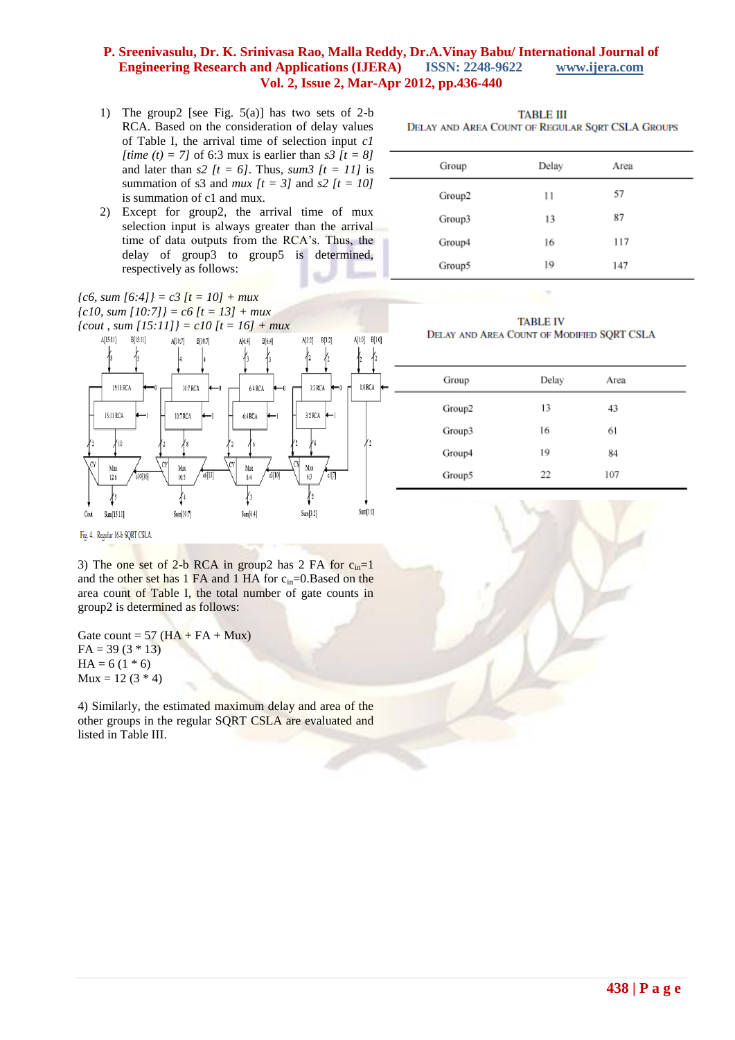1) The group2 [see Fig. 5(a)] has two sets of 2-b RCA. Based on the consideration of delay values of Table I, the arrival time of selection input *c1 [time (t) = 7]* of 6:3 mux is earlier than *s3 [t = 8]* and later than *s2 [t = 6]*. Thus, *sum3 [t = 11]* is summation of s3 and *mux [t = 3]* and *s2 [t = 10]* is summation of c1 and mux.

2) Except for group2, the arrival time of mux selection input is always greater than the arrival time of data outputs from the RCA's. Thus, the delay of group3 to group5 is determined, respectively as follows:

*{c6, sum [6:4]} = c3 [t = 10] + mux*
*{c10, sum [10:7]} = c6 [t = 13] + mux*
*{cout , sum [15:11]} = c10 [t = 16] + mux*

Fig. 4. Regular 16-b SQRT CSLA.

3) The one set of 2-b RCA in group2 has 2 FA for $c_{in}$=1 and the other set has 1 FA and 1 HA for $c_{in}$=0.Based on the area count of Table I, the total number of gate counts in group2 is determined as follows:

Gate count = 57 (HA + FA + Mux)
FA = 39 (3 * 13)
HA = 6 (1 * 6)
Mux = 12 (3 * 4)

4) Similarly, the estimated maximum delay and area of the other groups in the regular SQRT CSLA are evaluated and listed in Table III.

TABLE III
DELAY AND AREA COUNT OF REGULAR SQRT CSLA GROUPS

| Group | Delay | Area |
|---|---|---|
| Group2 | 11 | 57 |
| Group3 | 13 | 87 |
| Group4 | 16 | 117 |
| Group5 | 19 | 147 |

TABLE IV
DELAY AND AREA COUNT OF MODIFIED SQRT CSLA

| Group | Delay | Area |
|---|---|---|
| Group2 | 13 | 43 |
| Group3 | 16 | 61 |
| Group4 | 19 | 84 |
| Group5 | 22 | 107 |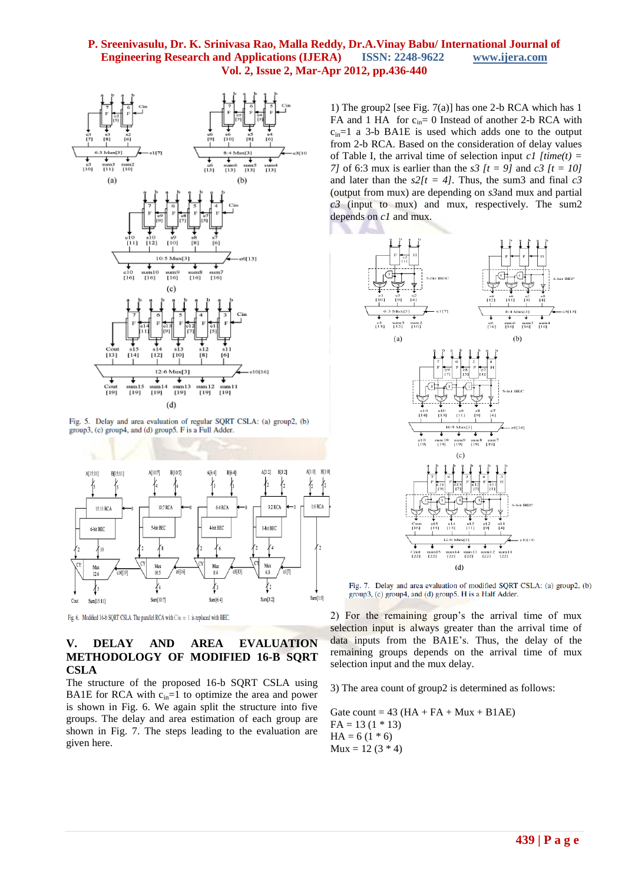Fig. 5. Delay and area evaluation of regular SQRT CSLA: (a) group2, (b) group3, (c) group4, and (d) group5. F is a Full Adder.

Fig. 6. Modified 16-b SQRT CSLA. The parallel RCA with Cin = 1 is replaced with BEC.

## V. DELAY AND AREA EVALUATION METHODOLOGY OF MODIFIED 16-B SQRT CSLA

The structure of the proposed 16-b SQRT CSLA using BA1E for RCA with $c_{in}$=1 to optimize the area and power is shown in Fig. 6. We again split the structure into five groups. The delay and area estimation of each group are shown in Fig. 7. The steps leading to the evaluation are given here.

1) The group2 [see Fig. 7(a)] has one 2-b RCA which has 1 FA and 1 HA for $c_{in}$= 0 Instead of another 2-b RCA with $c_{in}$=1 a 3-b BA1E is used which adds one to the output from 2-b RCA. Based on the consideration of delay values of Table I, the arrival time of selection input *c1* $[time(t) = 7]$ of 6:3 mux is earlier than the *s3* $[t = 9]$ and *c3* $[t = 10]$ and later than the *s2* $[t = 4]$. Thus, the sum3 and final *c3* (output from mux) are depending on *s3* and mux and partial *c3* (input to mux) and mux, respectively. The sum2 depends on *c1* and mux.

Fig. 7. Delay and area evaluation of modified SQRT CSLA: (a) group2, (b) group3, (c) group4, and (d) group5. H is a Half Adder.

2) For the remaining group's the arrival time of mux selection input is always greater than the arrival time of data inputs from the BA1E's. Thus, the delay of the remaining groups depends on the arrival time of mux selection input and the mux delay.

3) The area count of group2 is determined as follows:

Gate count = 43 (HA + FA + Mux + B1AE)  
FA = 13 (1 * 13)  
HA = 6 (1 * 6)  
Mux = 12 (3 * 4)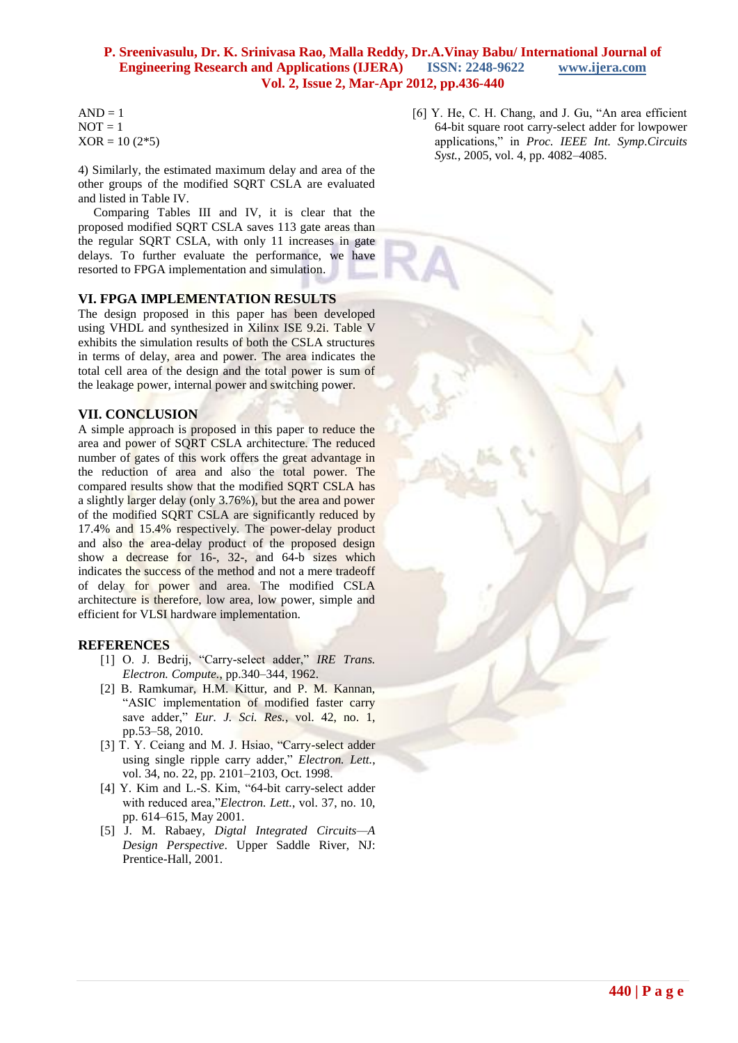AND = 1
NOT = 1
XOR = 10 (2*5)

4) Similarly, the estimated maximum delay and area of the other groups of the modified SQRT CSLA are evaluated and listed in Table IV.

Comparing Tables III and IV, it is clear that the proposed modified SQRT CSLA saves 113 gate areas than the regular SQRT CSLA, with only 11 increases in gate delays. To further evaluate the performance, we have resorted to FPGA implementation and simulation.

## VI. FPGA IMPLEMENTATION RESULTS

The design proposed in this paper has been developed using VHDL and synthesized in Xilinx ISE 9.2i. Table V exhibits the simulation results of both the CSLA structures in terms of delay, area and power. The area indicates the total cell area of the design and the total power is sum of the leakage power, internal power and switching power.

## VII. CONCLUSION

A simple approach is proposed in this paper to reduce the area and power of SQRT CSLA architecture. The reduced number of gates of this work offers the great advantage in the reduction of area and also the total power. The compared results show that the modified SQRT CSLA has a slightly larger delay (only 3.76%), but the area and power of the modified SQRT CSLA are significantly reduced by 17.4% and 15.4% respectively. The power-delay product and also the area-delay product of the proposed design show a decrease for 16-, 32-, and 64-b sizes which indicates the success of the method and not a mere tradeoff of delay for power and area. The modified CSLA architecture is therefore, low area, low power, simple and efficient for VLSI hardware implementation.

## REFERENCES

[1] O. J. Bedrij, "Carry-select adder," *IRE Trans. Electron. Compute.*, pp.340–344, 1962.

[2] B. Ramkumar, H.M. Kittur, and P. M. Kannan, "ASIC implementation of modified faster carry save adder," *Eur. J. Sci. Res.*, vol. 42, no. 1, pp.53–58, 2010.

[3] T. Y. Ceiang and M. J. Hsiao, "Carry-select adder using single ripple carry adder," *Electron. Lett.*, vol. 34, no. 22, pp. 2101–2103, Oct. 1998.

[4] Y. Kim and L.-S. Kim, "64-bit carry-select adder with reduced area,"*Electron. Lett.*, vol. 37, no. 10, pp. 614–615, May 2001.

[5] J. M. Rabaey, *Digtal Integrated Circuits—A Design Perspective*. Upper Saddle River, NJ: Prentice-Hall, 2001.

[6] Y. He, C. H. Chang, and J. Gu, "An area efficient 64-bit square root carry-select adder for lowpower applications," in *Proc. IEEE Int. Symp.Circuits Syst.*, 2005, vol. 4, pp. 4082–4085.